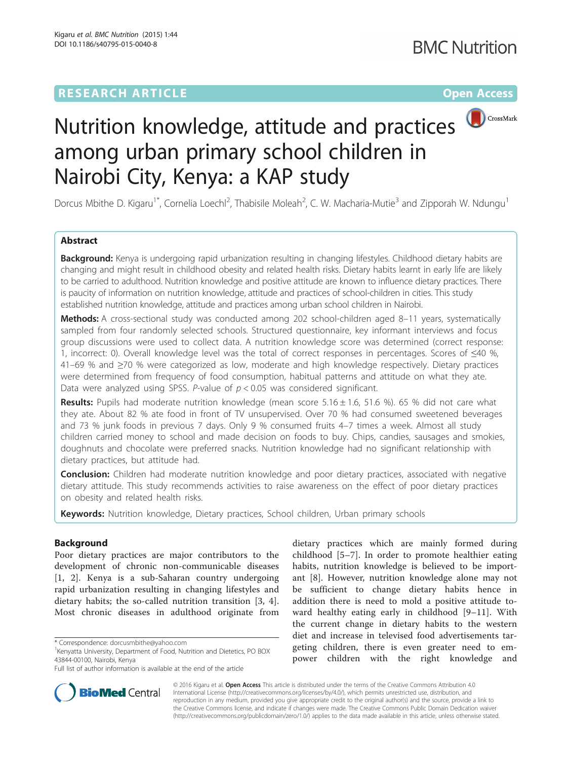RESEARCH ARTICLE

Open Access

# Nutrition knowledge, attitude and practices among urban primary school children in Nairobi City, Kenya: a KAP study

Dorcus Mbithe D. Kigaru[1*], Cornelia Loechl[2], Thabisile Moleah[2], C. W. Macharia-Mutie[3] and Zipporah W. Ndungu[1]

## Abstract

**Background:** Kenya is undergoing rapid urbanization resulting in changing lifestyles. Childhood dietary habits are changing and might result in childhood obesity and related health risks. Dietary habits learnt in early life are likely to be carried to adulthood. Nutrition knowledge and positive attitude are known to influence dietary practices. There is paucity of information on nutrition knowledge, attitude and practices of school-children in cities. This study established nutrition knowledge, attitude and practices among urban school children in Nairobi.

**Methods:** A cross-sectional study was conducted among 202 school-children aged 8–11 years, systematically sampled from four randomly selected schools. Structured questionnaire, key informant interviews and focus group discussions were used to collect data. A nutrition knowledge score was determined (correct response: 1, incorrect: 0). Overall knowledge level was the total of correct responses in percentages. Scores of ≤40 %, 41–69 % and ≥70 % were categorized as low, moderate and high knowledge respectively. Dietary practices were determined from frequency of food consumption, habitual patterns and attitude on what they ate. Data were analyzed using SPSS. *P*-value of $p < 0.05$ was considered significant.

**Results:** Pupils had moderate nutrition knowledge (mean score 5.16 ± 1.6, 51.6 %). 65 % did not care what they ate. About 82 % ate food in front of TV unsupervised. Over 70 % had consumed sweetened beverages and 73 % junk foods in previous 7 days. Only 9 % consumed fruits 4–7 times a week. Almost all study children carried money to school and made decision on foods to buy. Chips, candies, sausages and smokies, doughnuts and chocolate were preferred snacks. Nutrition knowledge had no significant relationship with dietary practices, but attitude had.

**Conclusion:** Children had moderate nutrition knowledge and poor dietary practices, associated with negative dietary attitude. This study recommends activities to raise awareness on the effect of poor dietary practices on obesity and related health risks.

**Keywords:** Nutrition knowledge, Dietary practices, School children, Urban primary schools

## Background

Poor dietary practices are major contributors to the development of chronic non-communicable diseases [1, 2]. Kenya is a sub-Saharan country undergoing rapid urbanization resulting in changing lifestyles and dietary habits; the so-called nutrition transition [3, 4]. Most chronic diseases in adulthood originate from dietary practices which are mainly formed during childhood [5–7]. In order to promote healthier eating habits, nutrition knowledge is believed to be important [8]. However, nutrition knowledge alone may not be sufficient to change dietary habits hence in addition there is need to mold a positive attitude toward healthy eating early in childhood [9–11]. With the current change in dietary habits to the western diet and increase in televised food advertisements targeting children, there is even greater need to empower children with the right knowledge and

\* Correspondence: dorcusmbithe@yahoo.com
[1]Kenyatta University, Department of Food, Nutrition and Dietetics, PO BOX 43844-00100, Nairobi, Kenya
Full list of author information is available at the end of the article

© 2016 Kigaru et al. **Open Access** This article is distributed under the terms of the Creative Commons Attribution 4.0 International License (http://creativecommons.org/licenses/by/4.0/), which permits unrestricted use, distribution, and reproduction in any medium, provided you give appropriate credit to the original author(s) and the source, provide a link to the Creative Commons license, and indicate if changes were made. The Creative Commons Public Domain Dedication waiver (http://creativecommons.org/publicdomain/zero/1.0/) applies to the data made available in this article, unless otherwise stated.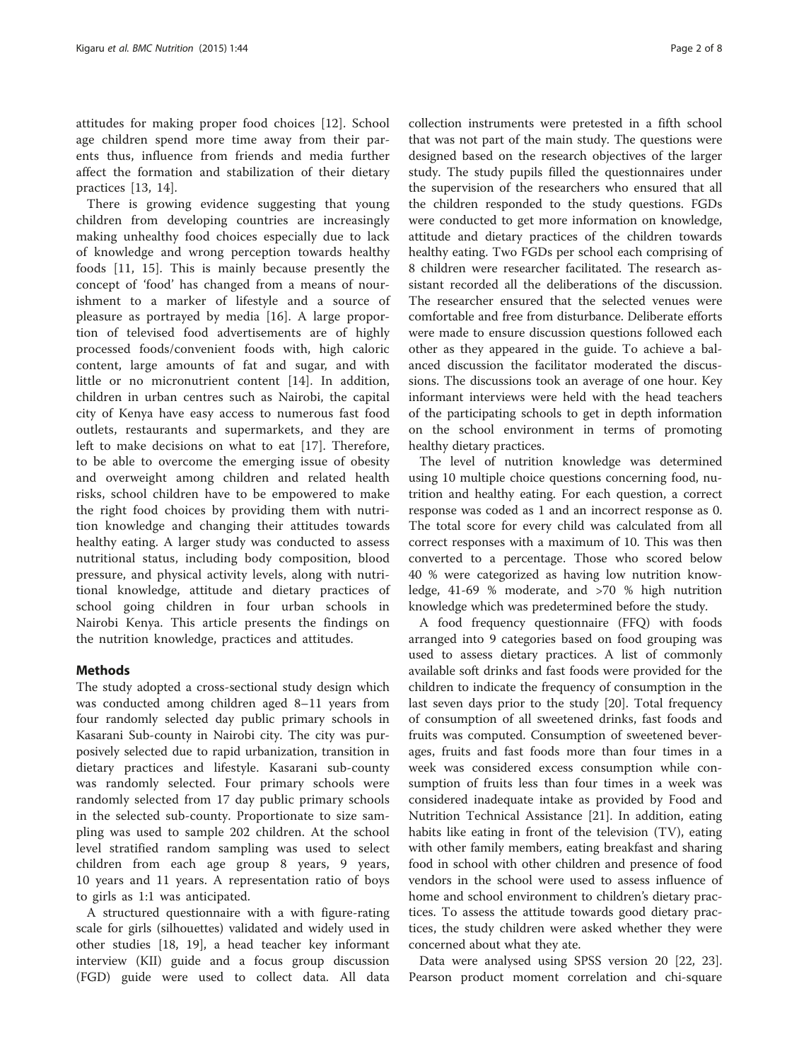attitudes for making proper food choices [12]. School age children spend more time away from their parents thus, influence from friends and media further affect the formation and stabilization of their dietary practices [13, 14].

There is growing evidence suggesting that young children from developing countries are increasingly making unhealthy food choices especially due to lack of knowledge and wrong perception towards healthy foods [11, 15]. This is mainly because presently the concept of 'food' has changed from a means of nourishment to a marker of lifestyle and a source of pleasure as portrayed by media [16]. A large proportion of televised food advertisements are of highly processed foods/convenient foods with, high caloric content, large amounts of fat and sugar, and with little or no micronutrient content [14]. In addition, children in urban centres such as Nairobi, the capital city of Kenya have easy access to numerous fast food outlets, restaurants and supermarkets, and they are left to make decisions on what to eat [17]. Therefore, to be able to overcome the emerging issue of obesity and overweight among children and related health risks, school children have to be empowered to make the right food choices by providing them with nutrition knowledge and changing their attitudes towards healthy eating. A larger study was conducted to assess nutritional status, including body composition, blood pressure, and physical activity levels, along with nutritional knowledge, attitude and dietary practices of school going children in four urban schools in Nairobi Kenya. This article presents the findings on the nutrition knowledge, practices and attitudes.

## Methods

The study adopted a cross-sectional study design which was conducted among children aged 8–11 years from four randomly selected day public primary schools in Kasarani Sub-county in Nairobi city. The city was purposively selected due to rapid urbanization, transition in dietary practices and lifestyle. Kasarani sub-county was randomly selected. Four primary schools were randomly selected from 17 day public primary schools in the selected sub-county. Proportionate to size sampling was used to sample 202 children. At the school level stratified random sampling was used to select children from each age group 8 years, 9 years, 10 years and 11 years. A representation ratio of boys to girls as 1:1 was anticipated.

A structured questionnaire with a with figure-rating scale for girls (silhouettes) validated and widely used in other studies [18, 19], a head teacher key informant interview (KII) guide and a focus group discussion (FGD) guide were used to collect data. All data collection instruments were pretested in a fifth school that was not part of the main study. The questions were designed based on the research objectives of the larger study. The study pupils filled the questionnaires under the supervision of the researchers who ensured that all the children responded to the study questions. FGDs were conducted to get more information on knowledge, attitude and dietary practices of the children towards healthy eating. Two FGDs per school each comprising of 8 children were researcher facilitated. The research assistant recorded all the deliberations of the discussion. The researcher ensured that the selected venues were comfortable and free from disturbance. Deliberate efforts were made to ensure discussion questions followed each other as they appeared in the guide. To achieve a balanced discussion the facilitator moderated the discussions. The discussions took an average of one hour. Key informant interviews were held with the head teachers of the participating schools to get in depth information on the school environment in terms of promoting healthy dietary practices.

The level of nutrition knowledge was determined using 10 multiple choice questions concerning food, nutrition and healthy eating. For each question, a correct response was coded as 1 and an incorrect response as 0. The total score for every child was calculated from all correct responses with a maximum of 10. This was then converted to a percentage. Those who scored below 40 % were categorized as having low nutrition knowledge, 41-69 % moderate, and >70 % high nutrition knowledge which was predetermined before the study.

A food frequency questionnaire (FFQ) with foods arranged into 9 categories based on food grouping was used to assess dietary practices. A list of commonly available soft drinks and fast foods were provided for the children to indicate the frequency of consumption in the last seven days prior to the study [20]. Total frequency of consumption of all sweetened drinks, fast foods and fruits was computed. Consumption of sweetened beverages, fruits and fast foods more than four times in a week was considered excess consumption while consumption of fruits less than four times in a week was considered inadequate intake as provided by Food and Nutrition Technical Assistance [21]. In addition, eating habits like eating in front of the television (TV), eating with other family members, eating breakfast and sharing food in school with other children and presence of food vendors in the school were used to assess influence of home and school environment to children's dietary practices. To assess the attitude towards good dietary practices, the study children were asked whether they were concerned about what they ate.

Data were analysed using SPSS version 20 [22, 23]. Pearson product moment correlation and chi-square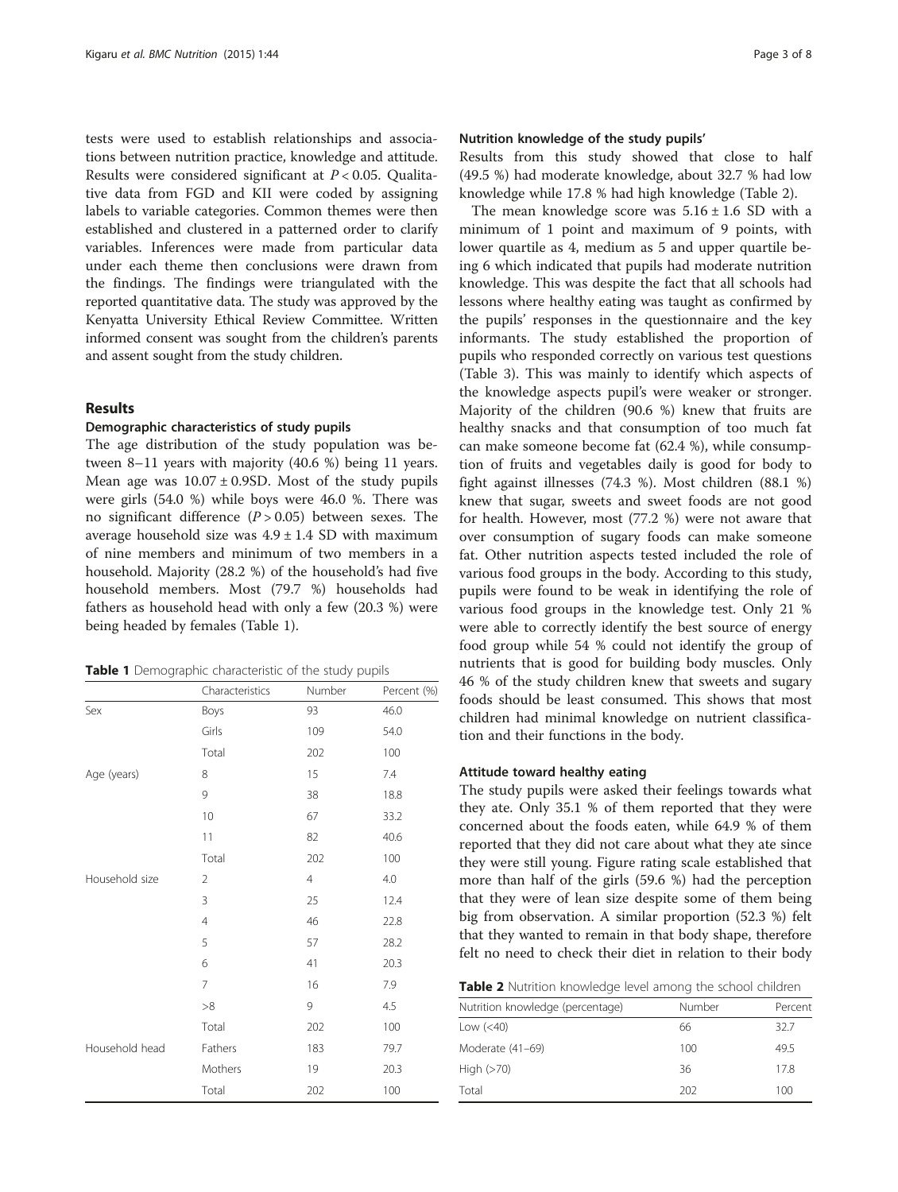tests were used to establish relationships and associations between nutrition practice, knowledge and attitude. Results were considered significant at $P < 0.05$. Qualitative data from FGD and KII were coded by assigning labels to variable categories. Common themes were then established and clustered in a patterned order to clarify variables. Inferences were made from particular data under each theme then conclusions were drawn from the findings. The findings were triangulated with the reported quantitative data. The study was approved by the Kenyatta University Ethical Review Committee. Written informed consent was sought from the children's parents and assent sought from the study children.

## Results

### Demographic characteristics of study pupils

The age distribution of the study population was between 8–11 years with majority (40.6 %) being 11 years. Mean age was $10.07 \pm 0.9$SD. Most of the study pupils were girls (54.0 %) while boys were 46.0 %. There was no significant difference ($P > 0.05$) between sexes. The average household size was $4.9 \pm 1.4$ SD with maximum of nine members and minimum of two members in a household. Majority (28.2 %) of the household's had five household members. Most (79.7 %) households had fathers as household head with only a few (20.3 %) were being headed by females (Table 1).

**Table 1** Demographic characteristic of the study pupils

| | Characteristics | Number | Percent (%) |
|---|---|---|---|
| Sex | Boys | 93 | 46.0 |
| | Girls | 109 | 54.0 |
| | Total | 202 | 100 |
| Age (years) | 8 | 15 | 7.4 |
| | 9 | 38 | 18.8 |
| | 10 | 67 | 33.2 |
| | 11 | 82 | 40.6 |
| | Total | 202 | 100 |
| Household size | 2 | 4 | 4.0 |
| | 3 | 25 | 12.4 |
| | 4 | 46 | 22.8 |
| | 5 | 57 | 28.2 |
| | 6 | 41 | 20.3 |
| | 7 | 16 | 7.9 |
| | >8 | 9 | 4.5 |
| | Total | 202 | 100 |
| Household head | Fathers | 183 | 79.7 |
| | Mothers | 19 | 20.3 |
| | Total | 202 | 100 |

### Nutrition knowledge of the study pupils'

Results from this study showed that close to half (49.5 %) had moderate knowledge, about 32.7 % had low knowledge while 17.8 % had high knowledge (Table 2).

The mean knowledge score was $5.16 \pm 1.6$ SD with a minimum of 1 point and maximum of 9 points, with lower quartile as 4, medium as 5 and upper quartile being 6 which indicated that pupils had moderate nutrition knowledge. This was despite the fact that all schools had lessons where healthy eating was taught as confirmed by the pupils' responses in the questionnaire and the key informants. The study established the proportion of pupils who responded correctly on various test questions (Table 3). This was mainly to identify which aspects of the knowledge aspects pupil's were weaker or stronger. Majority of the children (90.6 %) knew that fruits are healthy snacks and that consumption of too much fat can make someone become fat (62.4 %), while consumption of fruits and vegetables daily is good for body to fight against illnesses (74.3 %). Most children (88.1 %) knew that sugar, sweets and sweet foods are not good for health. However, most (77.2 %) were not aware that over consumption of sugary foods can make someone fat. Other nutrition aspects tested included the role of various food groups in the body. According to this study, pupils were found to be weak in identifying the role of various food groups in the knowledge test. Only 21 % were able to correctly identify the best source of energy food group while 54 % could not identify the group of nutrients that is good for building body muscles. Only 46 % of the study children knew that sweets and sugary foods should be least consumed. This shows that most children had minimal knowledge on nutrient classification and their functions in the body.

### Attitude toward healthy eating

The study pupils were asked their feelings towards what they ate. Only 35.1 % of them reported that they were concerned about the foods eaten, while 64.9 % of them reported that they did not care about what they ate since they were still young. Figure rating scale established that more than half of the girls (59.6 %) had the perception that they were of lean size despite some of them being big from observation. A similar proportion (52.3 %) felt that they wanted to remain in that body shape, therefore felt no need to check their diet in relation to their body

**Table 2** Nutrition knowledge level among the school children

| Nutrition knowledge (percentage) | Number | Percent |
|---|---|---|
| Low (<40) | 66 | 32.7 |
| Moderate (41–69) | 100 | 49.5 |
| High (>70) | 36 | 17.8 |
| Total | 202 | 100 |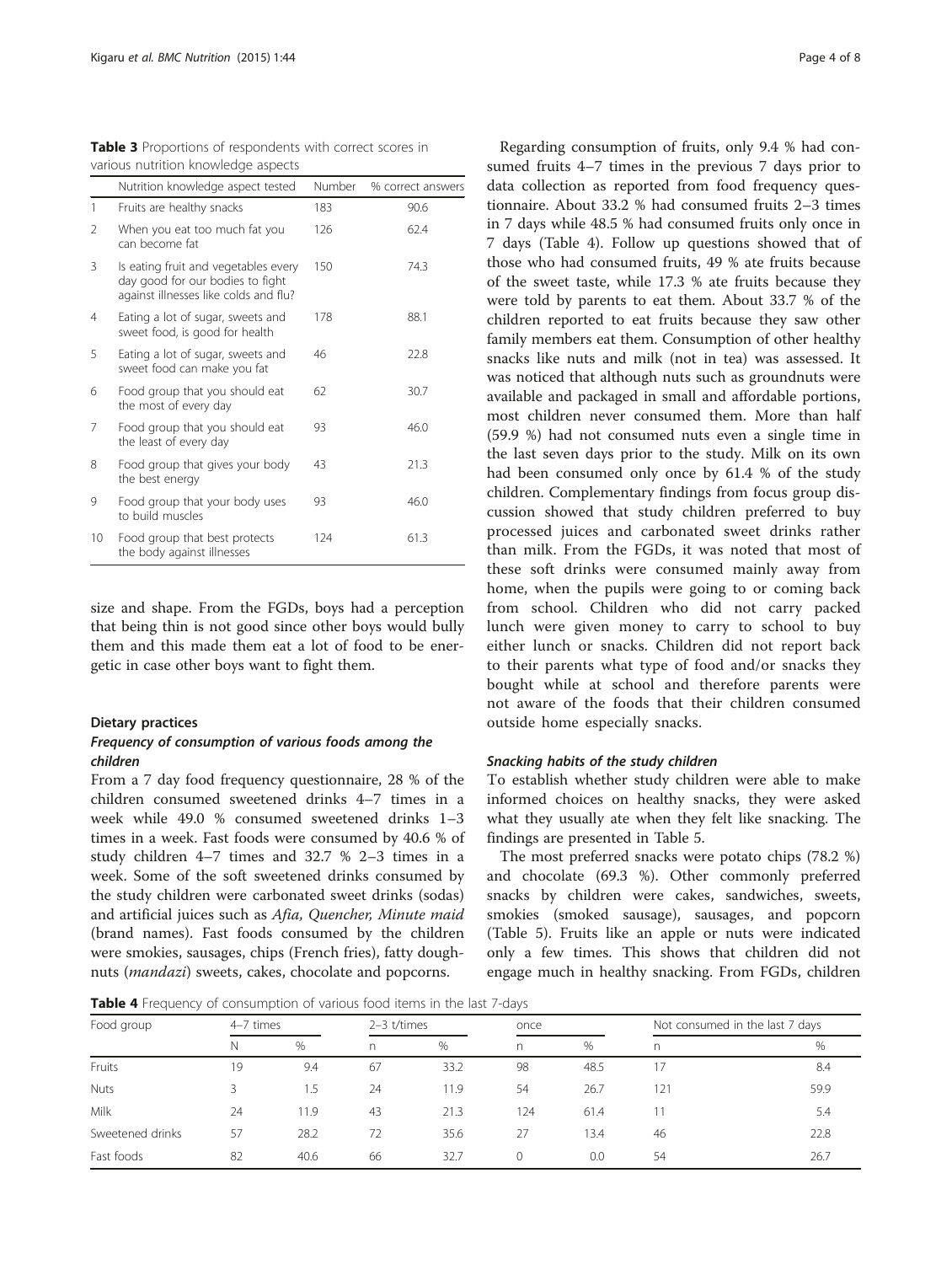**Table 3** Proportions of respondents with correct scores in various nutrition knowledge aspects

| | Nutrition knowledge aspect tested | Number | % correct answers |
|---|---|---|---|
| 1 | Fruits are healthy snacks | 183 | 90.6 |
| 2 | When you eat too much fat you can become fat | 126 | 62.4 |
| 3 | Is eating fruit and vegetables every day good for our bodies to fight against illnesses like colds and flu? | 150 | 74.3 |
| 4 | Eating a lot of sugar, sweets and sweet food, is good for health | 178 | 88.1 |
| 5 | Eating a lot of sugar, sweets and sweet food can make you fat | 46 | 22.8 |
| 6 | Food group that you should eat the most of every day | 62 | 30.7 |
| 7 | Food group that you should eat the least of every day | 93 | 46.0 |
| 8 | Food group that gives your body the best energy | 43 | 21.3 |
| 9 | Food group that your body uses to build muscles | 93 | 46.0 |
| 10 | Food group that best protects the body against illnesses | 124 | 61.3 |

size and shape. From the FGDs, boys had a perception that being thin is not good since other boys would bully them and this made them eat a lot of food to be energetic in case other boys want to fight them.

### Dietary practices

#### *Frequency of consumption of various foods among the children*

From a 7 day food frequency questionnaire, 28 % of the children consumed sweetened drinks 4–7 times in a week while 49.0 % consumed sweetened drinks 1–3 times in a week. Fast foods were consumed by 40.6 % of study children 4–7 times and 32.7 % 2–3 times in a week. Some of the soft sweetened drinks consumed by the study children were carbonated sweet drinks (sodas) and artificial juices such as *Afia, Quencher, Minute maid* (brand names). Fast foods consumed by the children were smokies, sausages, chips (French fries), fatty doughnuts (*mandazi*) sweets, cakes, chocolate and popcorns.

Regarding consumption of fruits, only 9.4 % had consumed fruits 4–7 times in the previous 7 days prior to data collection as reported from food frequency questionnaire. About 33.2 % had consumed fruits 2–3 times in 7 days while 48.5 % had consumed fruits only once in 7 days (Table 4). Follow up questions showed that of those who had consumed fruits, 49 % ate fruits because of the sweet taste, while 17.3 % ate fruits because they were told by parents to eat them. About 33.7 % of the children reported to eat fruits because they saw other family members eat them. Consumption of other healthy snacks like nuts and milk (not in tea) was assessed. It was noticed that although nuts such as groundnuts were available and packaged in small and affordable portions, most children never consumed them. More than half (59.9 %) had not consumed nuts even a single time in the last seven days prior to the study. Milk on its own had been consumed only once by 61.4 % of the study children. Complementary findings from focus group discussion showed that study children preferred to buy processed juices and carbonated sweet drinks rather than milk. From the FGDs, it was noted that most of these soft drinks were consumed mainly away from home, when the pupils were going to or coming back from school. Children who did not carry packed lunch were given money to carry to school to buy either lunch or snacks. Children did not report back to their parents what type of food and/or snacks they bought while at school and therefore parents were not aware of the foods that their children consumed outside home especially snacks.

#### *Snacking habits of the study children*

To establish whether study children were able to make informed choices on healthy snacks, they were asked what they usually ate when they felt like snacking. The findings are presented in Table 5.

The most preferred snacks were potato chips (78.2 %) and chocolate (69.3 %). Other commonly preferred snacks by children were cakes, sandwiches, sweets, smokies (smoked sausage), sausages, and popcorn (Table 5). Fruits like an apple or nuts were indicated only a few times. This shows that children did not engage much in healthy snacking. From FGDs, children

**Table 4** Frequency of consumption of various food items in the last 7-days

| Food group | 4–7 times | | 2–3 t/times | | once | | Not consumed in the last 7 days | |
|---|---|---|---|---|---|---|---|---|
| | N | % | n | % | n | % | n | % |
| Fruits | 19 | 9.4 | 67 | 33.2 | 98 | 48.5 | 17 | 8.4 |
| Nuts | 3 | 1.5 | 24 | 11.9 | 54 | 26.7 | 121 | 59.9 |
| Milk | 24 | 11.9 | 43 | 21.3 | 124 | 61.4 | 11 | 5.4 |
| Sweetened drinks | 57 | 28.2 | 72 | 35.6 | 27 | 13.4 | 46 | 22.8 |
| Fast foods | 82 | 40.6 | 66 | 32.7 | 0 | 0.0 | 54 | 26.7 |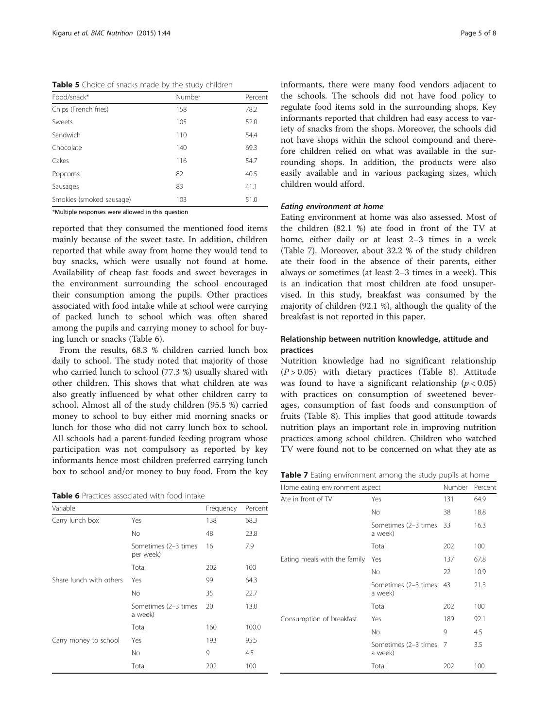**Table 5** Choice of snacks made by the study children

| Food/snack* | Number | Percent |
|---|---|---|
| Chips (French fries) | 158 | 78.2 |
| Sweets | 105 | 52.0 |
| Sandwich | 110 | 54.4 |
| Chocolate | 140 | 69.3 |
| Cakes | 116 | 54.7 |
| Popcorns | 82 | 40.5 |
| Sausages | 83 | 41.1 |
| Smokies (smoked sausage) | 103 | 51.0 |

*Multiple responses were allowed in this question

reported that they consumed the mentioned food items mainly because of the sweet taste. In addition, children reported that while away from home they would tend to buy snacks, which were usually not found at home. Availability of cheap fast foods and sweet beverages in the environment surrounding the school encouraged their consumption among the pupils. Other practices associated with food intake while at school were carrying of packed lunch to school which was often shared among the pupils and carrying money to school for buying lunch or snacks (Table 6).

From the results, 68.3 % children carried lunch box daily to school. The study noted that majority of those who carried lunch to school (77.3 %) usually shared with other children. This shows that what children ate was also greatly influenced by what other children carry to school. Almost all of the study children (95.5 %) carried money to school to buy either mid morning snacks or lunch for those who did not carry lunch box to school. All schools had a parent-funded feeding program whose participation was not compulsory as reported by key informants hence most children preferred carrying lunch box to school and/or money to buy food. From the key informants, there were many food vendors adjacent to the schools. The schools did not have food policy to regulate food items sold in the surrounding shops. Key informants reported that children had easy access to variety of snacks from the shops. Moreover, the schools did not have shops within the school compound and therefore children relied on what was available in the surrounding shops. In addition, the products were also easily available and in various packaging sizes, which children would afford.

**Table 6** Practices associated with food intake

| Variable | | Frequency | Percent |
|---|---|---|---|
| Carry lunch box | Yes | 138 | 68.3 |
| | No | 48 | 23.8 |
| | Sometimes (2–3 times per week) | 16 | 7.9 |
| | Total | 202 | 100 |
| Share lunch with others | Yes | 99 | 64.3 |
| | No | 35 | 22.7 |
| | Sometimes (2–3 times a week) | 20 | 13.0 |
| | Total | 160 | 100.0 |
| Carry money to school | Yes | 193 | 95.5 |
| | No | 9 | 4.5 |
| | Total | 202 | 100 |

#### *Eating environment at home*

Eating environment at home was also assessed. Most of the children (82.1 %) ate food in front of the TV at home, either daily or at least 2–3 times in a week (Table 7). Moreover, about 32.2 % of the study children ate their food in the absence of their parents, either always or sometimes (at least 2–3 times in a week). This is an indication that most children ate food unsupervised. In this study, breakfast was consumed by the majority of children (92.1 %), although the quality of the breakfast is not reported in this paper.

### Relationship between nutrition knowledge, attitude and practices

Nutrition knowledge had no significant relationship ($P > 0.05$) with dietary practices (Table 8). Attitude was found to have a significant relationship ($p < 0.05$) with practices on consumption of sweetened beverages, consumption of fast foods and consumption of fruits (Table 8). This implies that good attitude towards nutrition plays an important role in improving nutrition practices among school children. Children who watched TV were found not to be concerned on what they ate as

**Table 7** Eating environment among the study pupils at home

| Home eating environment aspect | | Number | Percent |
|---|---|---|---|
| Ate in front of TV | Yes | 131 | 64.9 |
| | No | 38 | 18.8 |
| | Sometimes (2–3 times a week) | 33 | 16.3 |
| | Total | 202 | 100 |
| Eating meals with the family | Yes | 137 | 67.8 |
| | No | 22 | 10.9 |
| | Sometimes (2–3 times a week) | 43 | 21.3 |
| | Total | 202 | 100 |
| Consumption of breakfast | Yes | 189 | 92.1 |
| | No | 9 | 4.5 |
| | Sometimes (2–3 times a week) | 7 | 3.5 |
| | Total | 202 | 100 |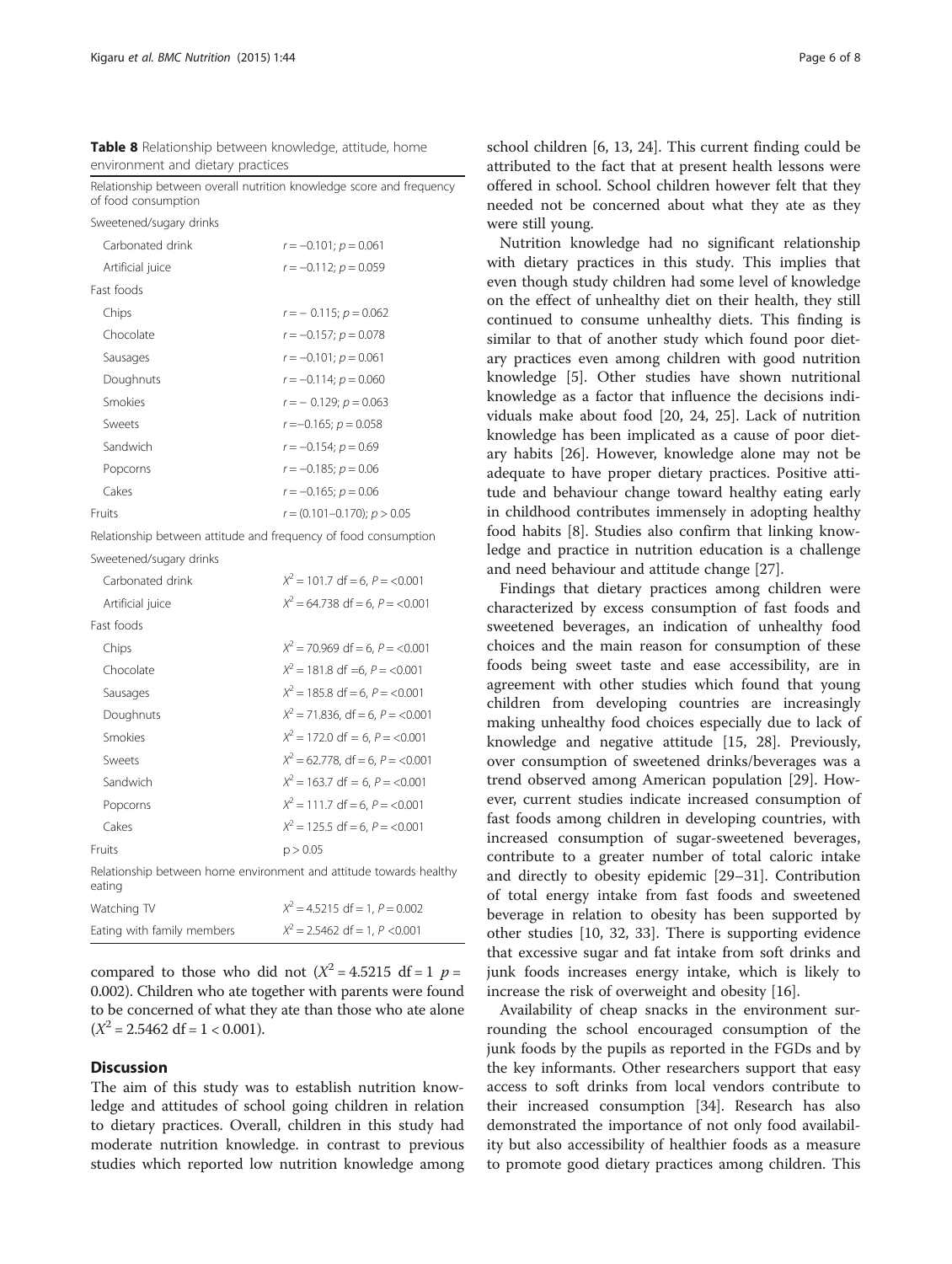**Table 8** Relationship between knowledge, attitude, home environment and dietary practices

| Relationship between overall nutrition knowledge score and frequency of food consumption | |
|---|---|
| Sweetened/sugary drinks | |
| Carbonated drink | $r = -0.101$; $p = 0.061$ |
| Artificial juice | $r = -0.112$; $p = 0.059$ |
| Fast foods | |
| Chips | $r = -0.115$; $p = 0.062$ |
| Chocolate | $r = -0.157$; $p = 0.078$ |
| Sausages | $r = -0.101$; $p = 0.061$ |
| Doughnuts | $r = -0.114$; $p = 0.060$ |
| Smokies | $r = -0.129$; $p = 0.063$ |
| Sweets | $r = -0.165$; $p = 0.058$ |
| Sandwich | $r = -0.154$; $p = 0.69$ |
| Popcorns | $r = -0.185$; $p = 0.06$ |
| Cakes | $r = -0.165$; $p = 0.06$ |
| Fruits | $r = (0.101–0.170)$; $p > 0.05$ |
| **Relationship between attitude and frequency of food consumption** | |
| Sweetened/sugary drinks | |
| Carbonated drink | $X^2 = 101.7$ df = 6, $P = <0.001$ |
| Artificial juice | $X^2 = 64.738$ df = 6, $P = <0.001$ |
| Fast foods | |
| Chips | $X^2 = 70.969$ df = 6, $P = <0.001$ |
| Chocolate | $X^2 = 181.8$ df = 6, $P = <0.001$ |
| Sausages | $X^2 = 185.8$ df = 6, $P = <0.001$ |
| Doughnuts | $X^2 = 71.836$, df = 6, $P = <0.001$ |
| Smokies | $X^2 = 172.0$ df = 6, $P = <0.001$ |
| Sweets | $X^2 = 62.778$, df = 6, $P = <0.001$ |
| Sandwich | $X^2 = 163.7$ df = 6, $P = <0.001$ |
| Popcorns | $X^2 = 111.7$ df = 6, $P = <0.001$ |
| Cakes | $X^2 = 125.5$ df = 6, $P = <0.001$ |
| Fruits | $p > 0.05$ |
| **Relationship between home environment and attitude towards healthy eating** | |
| Watching TV | $X^2 = 4.5215$ df = 1, $P = 0.002$ |
| Eating with family members | $X^2 = 2.5462$ df = 1, $P < 0.001$ |

compared to those who did not ($X^2 = 4.5215$ df = 1 $p = 0.002$). Children who ate together with parents were found to be concerned of what they ate than those who ate alone ($X^2 = 2.5462$ df = 1 < 0.001).

## Discussion

The aim of this study was to establish nutrition knowledge and attitudes of school going children in relation to dietary practices. Overall, children in this study had moderate nutrition knowledge. in contrast to previous studies which reported low nutrition knowledge among school children [6, 13, 24]. This current finding could be attributed to the fact that at present health lessons were offered in school. School children however felt that they needed not be concerned about what they ate as they were still young.

Nutrition knowledge had no significant relationship with dietary practices in this study. This implies that even though study children had some level of knowledge on the effect of unhealthy diet on their health, they still continued to consume unhealthy diets. This finding is similar to that of another study which found poor dietary practices even among children with good nutrition knowledge [5]. Other studies have shown nutritional knowledge as a factor that influence the decisions individuals make about food [20, 24, 25]. Lack of nutrition knowledge has been implicated as a cause of poor dietary habits [26]. However, knowledge alone may not be adequate to have proper dietary practices. Positive attitude and behaviour change toward healthy eating early in childhood contributes immensely in adopting healthy food habits [8]. Studies also confirm that linking knowledge and practice in nutrition education is a challenge and need behaviour and attitude change [27].

Findings that dietary practices among children were characterized by excess consumption of fast foods and sweetened beverages, an indication of unhealthy food choices and the main reason for consumption of these foods being sweet taste and ease accessibility, are in agreement with other studies which found that young children from developing countries are increasingly making unhealthy food choices especially due to lack of knowledge and negative attitude [15, 28]. Previously, over consumption of sweetened drinks/beverages was a trend observed among American population [29]. However, current studies indicate increased consumption of fast foods among children in developing countries, with increased consumption of sugar-sweetened beverages, contribute to a greater number of total caloric intake and directly to obesity epidemic [29–31]. Contribution of total energy intake from fast foods and sweetened beverage in relation to obesity has been supported by other studies [10, 32, 33]. There is supporting evidence that excessive sugar and fat intake from soft drinks and junk foods increases energy intake, which is likely to increase the risk of overweight and obesity [16].

Availability of cheap snacks in the environment surrounding the school encouraged consumption of the junk foods by the pupils as reported in the FGDs and by the key informants. Other researchers support that easy access to soft drinks from local vendors contribute to their increased consumption [34]. Research has also demonstrated the importance of not only food availability but also accessibility of healthier foods as a measure to promote good dietary practices among children. This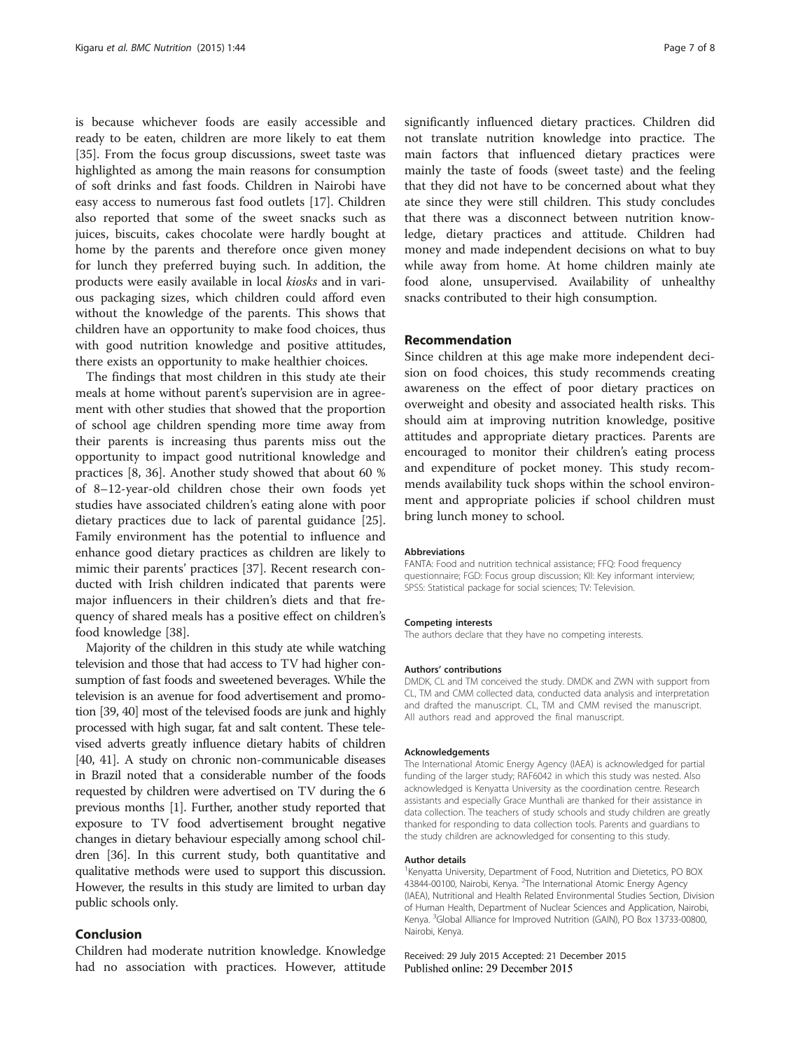is because whichever foods are easily accessible and ready to be eaten, children are more likely to eat them [35]. From the focus group discussions, sweet taste was highlighted as among the main reasons for consumption of soft drinks and fast foods. Children in Nairobi have easy access to numerous fast food outlets [17]. Children also reported that some of the sweet snacks such as juices, biscuits, cakes chocolate were hardly bought at home by the parents and therefore once given money for lunch they preferred buying such. In addition, the products were easily available in local *kiosks* and in various packaging sizes, which children could afford even without the knowledge of the parents. This shows that children have an opportunity to make food choices, thus with good nutrition knowledge and positive attitudes, there exists an opportunity to make healthier choices.

The findings that most children in this study ate their meals at home without parent's supervision are in agreement with other studies that showed that the proportion of school age children spending more time away from their parents is increasing thus parents miss out the opportunity to impact good nutritional knowledge and practices [8, 36]. Another study showed that about 60 % of 8–12-year-old children chose their own foods yet studies have associated children's eating alone with poor dietary practices due to lack of parental guidance [25]. Family environment has the potential to influence and enhance good dietary practices as children are likely to mimic their parents' practices [37]. Recent research conducted with Irish children indicated that parents were major influencers in their children's diets and that frequency of shared meals has a positive effect on children's food knowledge [38].

Majority of the children in this study ate while watching television and those that had access to TV had higher consumption of fast foods and sweetened beverages. While the television is an avenue for food advertisement and promotion [39, 40] most of the televised foods are junk and highly processed with high sugar, fat and salt content. These televised adverts greatly influence dietary habits of children [40, 41]. A study on chronic non-communicable diseases in Brazil noted that a considerable number of the foods requested by children were advertised on TV during the 6 previous months [1]. Further, another study reported that exposure to TV food advertisement brought negative changes in dietary behaviour especially among school children [36]. In this current study, both quantitative and qualitative methods were used to support this discussion. However, the results in this study are limited to urban day public schools only.

## Conclusion

Children had moderate nutrition knowledge. Knowledge had no association with practices. However, attitude significantly influenced dietary practices. Children did not translate nutrition knowledge into practice. The main factors that influenced dietary practices were mainly the taste of foods (sweet taste) and the feeling that they did not have to be concerned about what they ate since they were still children. This study concludes that there was a disconnect between nutrition knowledge, dietary practices and attitude. Children had money and made independent decisions on what to buy while away from home. At home children mainly ate food alone, unsupervised. Availability of unhealthy snacks contributed to their high consumption.

## Recommendation

Since children at this age make more independent decision on food choices, this study recommends creating awareness on the effect of poor dietary practices on overweight and obesity and associated health risks. This should aim at improving nutrition knowledge, positive attitudes and appropriate dietary practices. Parents are encouraged to monitor their children's eating process and expenditure of pocket money. This study recommends availability tuck shops within the school environment and appropriate policies if school children must bring lunch money to school.

#### Abbreviations

FANTA: Food and nutrition technical assistance; FFQ: Food frequency questionnaire; FGD: Focus group discussion; KII: Key informant interview; SPSS: Statistical package for social sciences; TV: Television.

#### Competing interests

The authors declare that they have no competing interests.

#### Authors' contributions

DMDK, CL and TM conceived the study. DMDK and ZWN with support from CL, TM and CMM collected data, conducted data analysis and interpretation and drafted the manuscript. CL, TM and CMM revised the manuscript. All authors read and approved the final manuscript.

#### Acknowledgements

The International Atomic Energy Agency (IAEA) is acknowledged for partial funding of the larger study; RAF6042 in which this study was nested. Also acknowledged is Kenyatta University as the coordination centre. Research assistants and especially Grace Munthali are thanked for their assistance in data collection. The teachers of study schools and study children are greatly thanked for responding to data collection tools. Parents and guardians to the study children are acknowledged for consenting to this study.

#### Author details

[1]Kenyatta University, Department of Food, Nutrition and Dietetics, PO BOX 43844-00100, Nairobi, Kenya. [2]The International Atomic Energy Agency (IAEA), Nutritional and Health Related Environmental Studies Section, Division of Human Health, Department of Nuclear Sciences and Application, Nairobi, Kenya. [3]Global Alliance for Improved Nutrition (GAIN), PO Box 13733-00800, Nairobi, Kenya.

Received: 29 July 2015 Accepted: 21 December 2015
Published online: 29 December 2015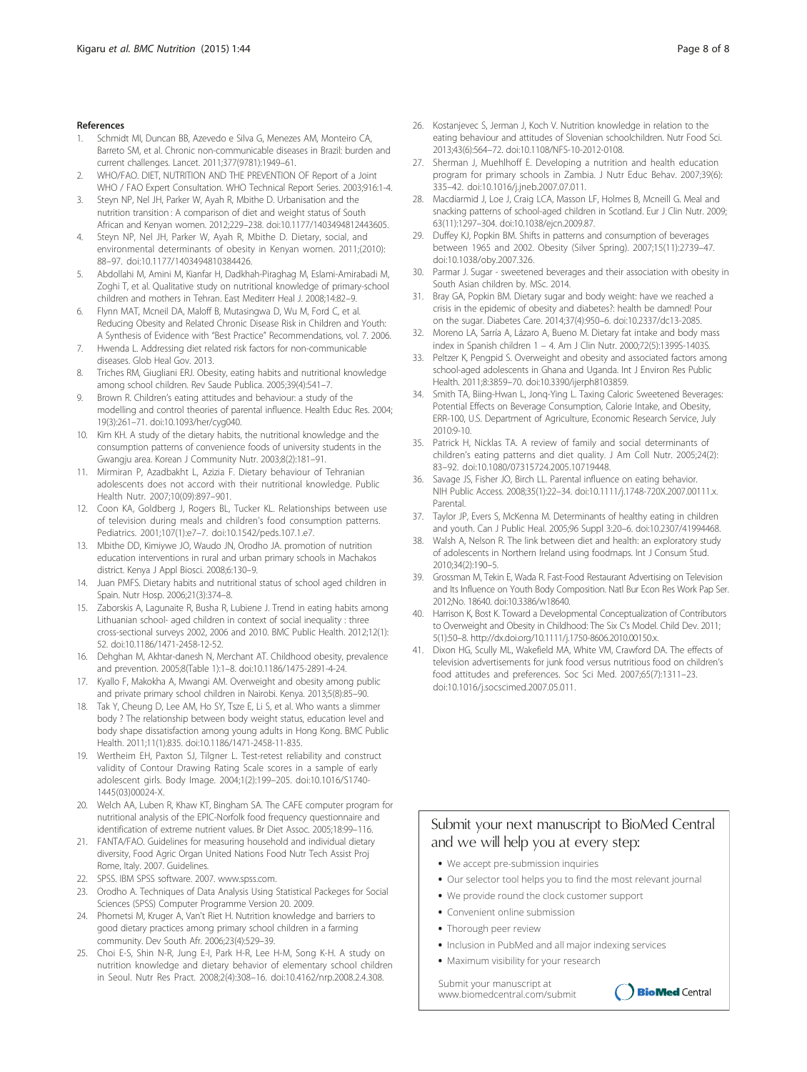## References

1. Schmidt MI, Duncan BB, Azevedo e Silva G, Menezes AM, Monteiro CA, Barreto SM, et al. Chronic non-communicable diseases in Brazil: burden and current challenges. Lancet. 2011;377(9781):1949–61.
2. WHO/FAO. DIET, NUTRITION AND THE PREVENTION OF Report of a Joint WHO / FAO Expert Consultation. WHO Technical Report Series. 2003;916:1-4.
3. Steyn NP, Nel JH, Parker W, Ayah R, Mbithe D. Urbanisation and the nutrition transition : A comparison of diet and weight status of South African and Kenyan women. 2012;229–238. doi:10.1177/1403494812443605.
4. Steyn NP, Nel JH, Parker W, Ayah R, Mbithe D. Dietary, social, and environmental determinants of obesity in Kenyan women. 2011;(2010): 88–97. doi:10.1177/1403494810384426.
5. Abdollahi M, Amini M, Kianfar H, Dadkhah-Piraghag M, Eslami-Amirabadi M, Zoghi T, et al. Qualitative study on nutritional knowledge of primary-school children and mothers in Tehran. East Mediterr Heal J. 2008;14:82–9.
6. Flynn MAT, Mcneil DA, Maloff B, Mutasingwa D, Wu M, Ford C, et al. Reducing Obesity and Related Chronic Disease Risk in Children and Youth: A Synthesis of Evidence with "Best Practice" Recommendations, vol. 7. 2006.
7. Hwenda L. Addressing diet related risk factors for non-communicable diseases. Glob Heal Gov. 2013.
8. Triches RM, Giugliani ERJ. Obesity, eating habits and nutritional knowledge among school children. Rev Saude Publica. 2005;39(4):541–7.
9. Brown R. Children's eating attitudes and behaviour: a study of the modelling and control theories of parental influence. Health Educ Res. 2004; 19(3):261–71. doi:10.1093/her/cyg040.
10. Kim KH. A study of the dietary habits, the nutritional knowledge and the consumption patterns of convenience foods of university students in the Gwangju area. Korean J Community Nutr. 2003;8(2):181–91.
11. Mirmiran P, Azadbakht L, Azizia F. Dietary behaviour of Tehranian adolescents does not accord with their nutritional knowledge. Public Health Nutr. 2007;10(09):897–901.
12. Coon KA, Goldberg J, Rogers BL, Tucker KL. Relationships between use of television during meals and children's food consumption patterns. Pediatrics. 2001;107(1):e7–7. doi:10.1542/peds.107.1.e7.
13. Mbithe DD, Kimiywe JO, Waudo JN, Orodho JA. promotion of nutrition education interventions in rural and urban primary schools in Machakos district. Kenya J Appl Biosci. 2008;6:130–9.
14. Juan PMFS. Dietary habits and nutritional status of school aged children in Spain. Nutr Hosp. 2006;21(3):374–8.
15. Zaborskis A, Lagunaite R, Busha R, Lubiene J. Trend in eating habits among Lithuanian school- aged children in context of social inequality : three cross-sectional surveys 2002, 2006 and 2010. BMC Public Health. 2012;12(1): 52. doi:10.1186/1471-2458-12-52.
16. Dehghan M, Akhtar-danesh N, Merchant AT. Childhood obesity, prevalence and prevention. 2005;8(Table 1):1–8. doi:10.1186/1475-2891-4-24.
17. Kyallo F, Makokha A, Mwangi AM. Overweight and obesity among public and private primary school children in Nairobi. Kenya. 2013;5(8):85–90.
18. Tak Y, Cheung D, Lee AM, Ho SY, Tsze E, Li S, et al. Who wants a slimmer body ? The relationship between body weight status, education level and body shape dissatisfaction among young adults in Hong Kong. BMC Public Health. 2011;11(1):835. doi:10.1186/1471-2458-11-835.
19. Wertheim EH, Paxton SJ, Tilgner L. Test-retest reliability and construct validity of Contour Drawing Rating Scale scores in a sample of early adolescent girls. Body Image. 2004;1(2):199–205. doi:10.1016/S1740-1445(03)00024-X.
20. Welch AA, Luben R, Khaw KT, Bingham SA. The CAFE computer program for nutritional analysis of the EPIC-Norfolk food frequency questionnaire and identification of extreme nutrient values. Br Diet Assoc. 2005;18:99–116.
21. FANTA/FAO. Guidelines for measuring household and individual dietary diversity, Food Agric Organ United Nations Food Nutr Tech Assist Proj Rome, Italy. 2007. Guidelines.
22. SPSS. IBM SPSS software. 2007. www.spss.com.
23. Orodho A. Techniques of Data Analysis Using Statistical Packeges for Social Sciences (SPSS) Computer Programme Version 20. 2009.
24. Phometsi M, Kruger A, Van't Riet H. Nutrition knowledge and barriers to good dietary practices among primary school children in a farming community. Dev South Afr. 2006;23(4):529–39.
25. Choi E-S, Shin N-R, Jung E-I, Park H-R, Lee H-M, Song K-H. A study on nutrition knowledge and dietary behavior of elementary school children in Seoul. Nutr Res Pract. 2008;2(4):308–16. doi:10.4162/nrp.2008.2.4.308.
26. Kostanjevec S, Jerman J, Koch V. Nutrition knowledge in relation to the eating behaviour and attitudes of Slovenian schoolchildren. Nutr Food Sci. 2013;43(6):564–72. doi:10.1108/NFS-10-2012-0108.
27. Sherman J, Muehlhoff E. Developing a nutrition and health education program for primary schools in Zambia. J Nutr Educ Behav. 2007;39(6): 335–42. doi:10.1016/j.jneb.2007.07.011.
28. Macdiarmid J, Loe J, Craig LCA, Masson LF, Holmes B, Mcneill G. Meal and snacking patterns of school-aged children in Scotland. Eur J Clin Nutr. 2009; 63(11):1297–304. doi:10.1038/ejcn.2009.87.
29. Duffey KJ, Popkin BM. Shifts in patterns and consumption of beverages between 1965 and 2002. Obesity (Silver Spring). 2007;15(11):2739–47. doi:10.1038/oby.2007.326.
30. Parmar J. Sugar - sweetened beverages and their association with obesity in South Asian children by. MSc. 2014.
31. Bray GA, Popkin BM. Dietary sugar and body weight: have we reached a crisis in the epidemic of obesity and diabetes?: health be damned! Pour on the sugar. Diabetes Care. 2014;37(4):950–6. doi:10.2337/dc13-2085.
32. Moreno LA, Sarría A, Lázaro A, Bueno M. Dietary fat intake and body mass index in Spanish children 1 – 4. Am J Clin Nutr. 2000;72(5):1399S-1403S.
33. Peltzer K, Pengpid S. Overweight and obesity and associated factors among school-aged adolescents in Ghana and Uganda. Int J Environ Res Public Health. 2011;8:3859–70. doi:10.3390/ijerph8103859.
34. Smith TA, Biing-Hwan L, Jonq-Ying L. Taxing Caloric Sweetened Beverages: Potential Effects on Beverage Consumption, Calorie Intake, and Obesity, ERR-100, U.S. Department of Agriculture, Economic Research Service, July 2010:9-10.
35. Patrick H, Nicklas TA. A review of family and social determinants of children's eating patterns and diet quality. J Am Coll Nutr. 2005;24(2): 83–92. doi:10.1080/07315724.2005.10719448.
36. Savage JS, Fisher JO, Birch LL. Parental influence on eating behavior. NIH Public Access. 2008;35(1):22–34. doi:10.1111/j.1748-720X.2007.00111.x. Parental.
37. Taylor JP, Evers S, McKenna M. Determinants of healthy eating in children and youth. Can J Public Heal. 2005;96 Suppl 3:20–6. doi:10.2307/41994468.
38. Walsh A, Nelson R. The link between diet and health: an exploratory study of adolescents in Northern Ireland using foodmaps. Int J Consum Stud. 2010;34(2):190–5.
39. Grossman M, Tekin E, Wada R. Fast-Food Restaurant Advertising on Television and Its Influence on Youth Body Composition. Natl Bur Econ Res Work Pap Ser. 2012;No. 18640. doi:10.3386/w18640.
40. Harrison K, Bost K. Toward a Developmental Conceptualization of Contributors to Overweight and Obesity in Childhood: The Six C's Model. Child Dev. 2011; 5(1):50–8. http://dx.doi.org/10.1111/j.1750-8606.2010.00150.x.
41. Dixon HG, Scully ML, Wakefield MA, White VM, Crawford DA. The effects of television advertisements for junk food versus nutritious food on children's food attitudes and preferences. Soc Sci Med. 2007;65(7):1311–23. doi:10.1016/j.socscimed.2007.05.011.

Submit your next manuscript to BioMed Central and we will help you at every step:

- We accept pre-submission inquiries
- Our selector tool helps you to find the most relevant journal
- We provide round the clock customer support
- Convenient online submission
- Thorough peer review
- Inclusion in PubMed and all major indexing services
- Maximum visibility for your research

Submit your manuscript at www.biomedcentral.com/submit

BioMed Central